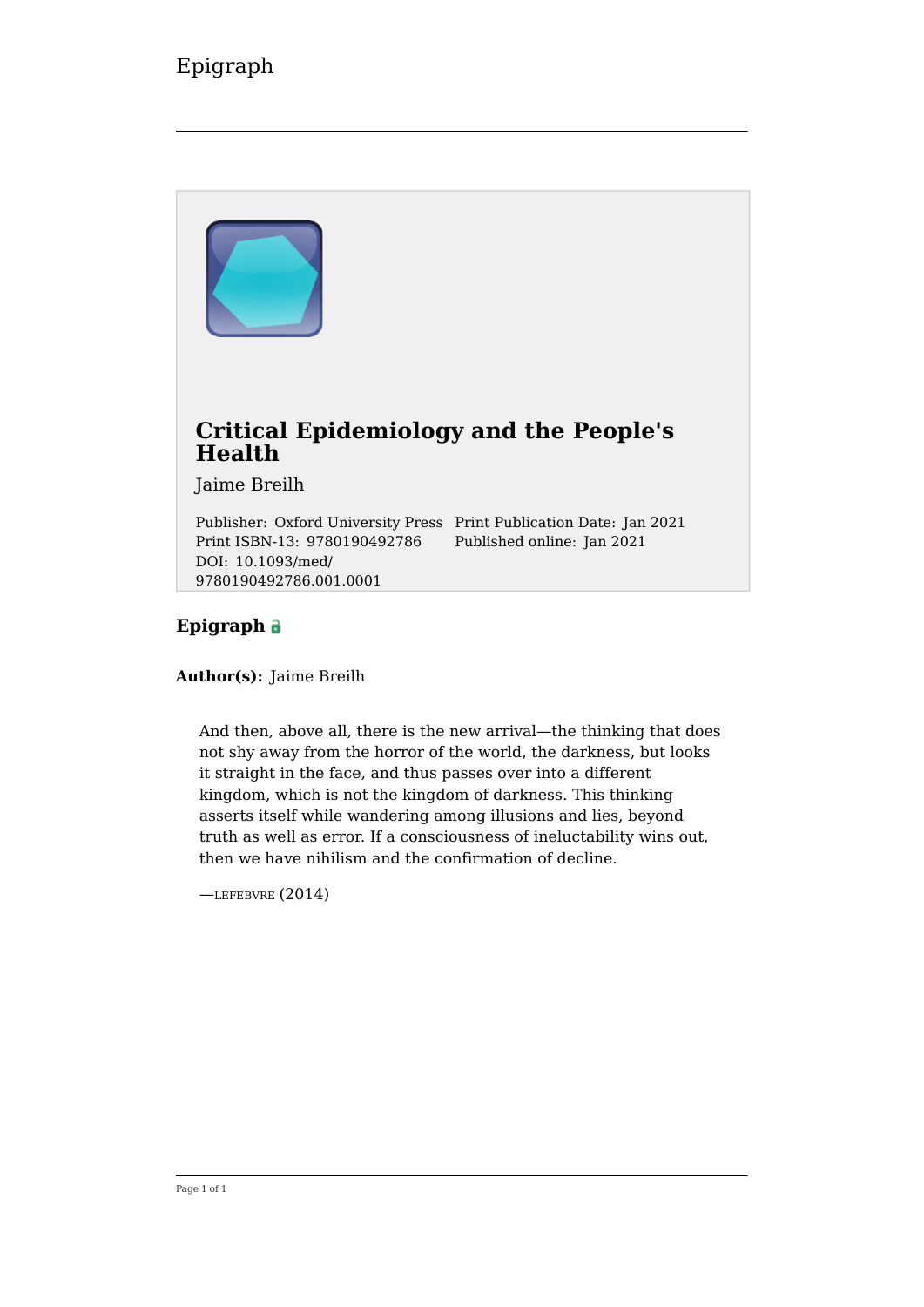# Critical Epidemiology and the People's Health

Jaime Breilh

Publisher: Oxford University Press
Print ISBN-13: 9780190492786
DOI: 10.1093/med/9780190492786.001.0001
Print Publication Date: Jan 2021
Published online: Jan 2021

## Epigraph

**Author(s):** Jaime Breilh

> And then, above all, there is the new arrival—the thinking that does not shy away from the horror of the world, the darkness, but looks it straight in the face, and thus passes over into a different kingdom, which is not the kingdom of darkness. This thinking asserts itself while wandering among illusions and lies, beyond truth as well as error. If a consciousness of ineluctability wins out, then we have nihilism and the confirmation of decline.
>
> —LEFEBVRE (2014)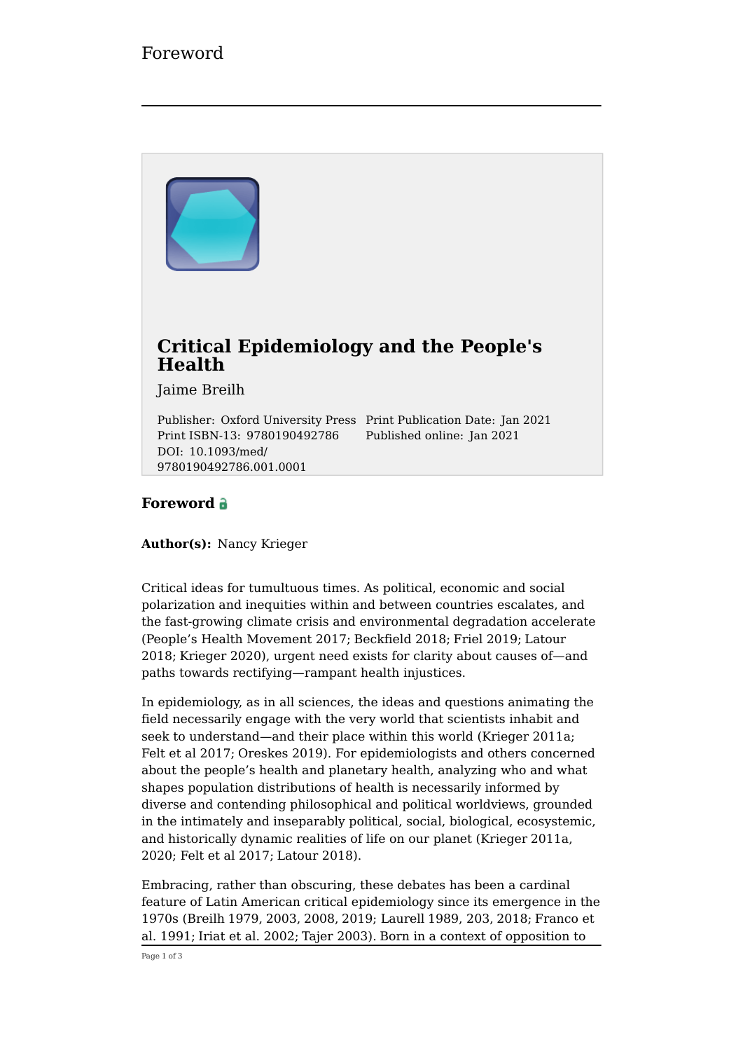# Foreword

## Critical Epidemiology and the People's Health

Jaime Breilh

Publisher: Oxford University Press
Print ISBN-13: 9780190492786
DOI: 10.1093/med/9780190492786.001.0001
Print Publication Date: Jan 2021
Published online: Jan 2021

### Foreword

**Author(s):** Nancy Krieger

Critical ideas for tumultuous times. As political, economic and social polarization and inequities within and between countries escalates, and the fast-growing climate crisis and environmental degradation accelerate (People's Health Movement 2017; Beckfield 2018; Friel 2019; Latour 2018; Krieger 2020), urgent need exists for clarity about causes of—and paths towards rectifying—rampant health injustices.

In epidemiology, as in all sciences, the ideas and questions animating the field necessarily engage with the very world that scientists inhabit and seek to understand—and their place within this world (Krieger 2011a; Felt et al 2017; Oreskes 2019). For epidemiologists and others concerned about the people's health and planetary health, analyzing who and what shapes population distributions of health is necessarily informed by diverse and contending philosophical and political worldviews, grounded in the intimately and inseparably political, social, biological, ecosystemic, and historically dynamic realities of life on our planet (Krieger 2011a, 2020; Felt et al 2017; Latour 2018).

Embracing, rather than obscuring, these debates has been a cardinal feature of Latin American critical epidemiology since its emergence in the 1970s (Breilh 1979, 2003, 2008, 2019; Laurell 1989, 203, 2018; Franco et al. 1991; Iriat et al. 2002; Tajer 2003). Born in a context of opposition to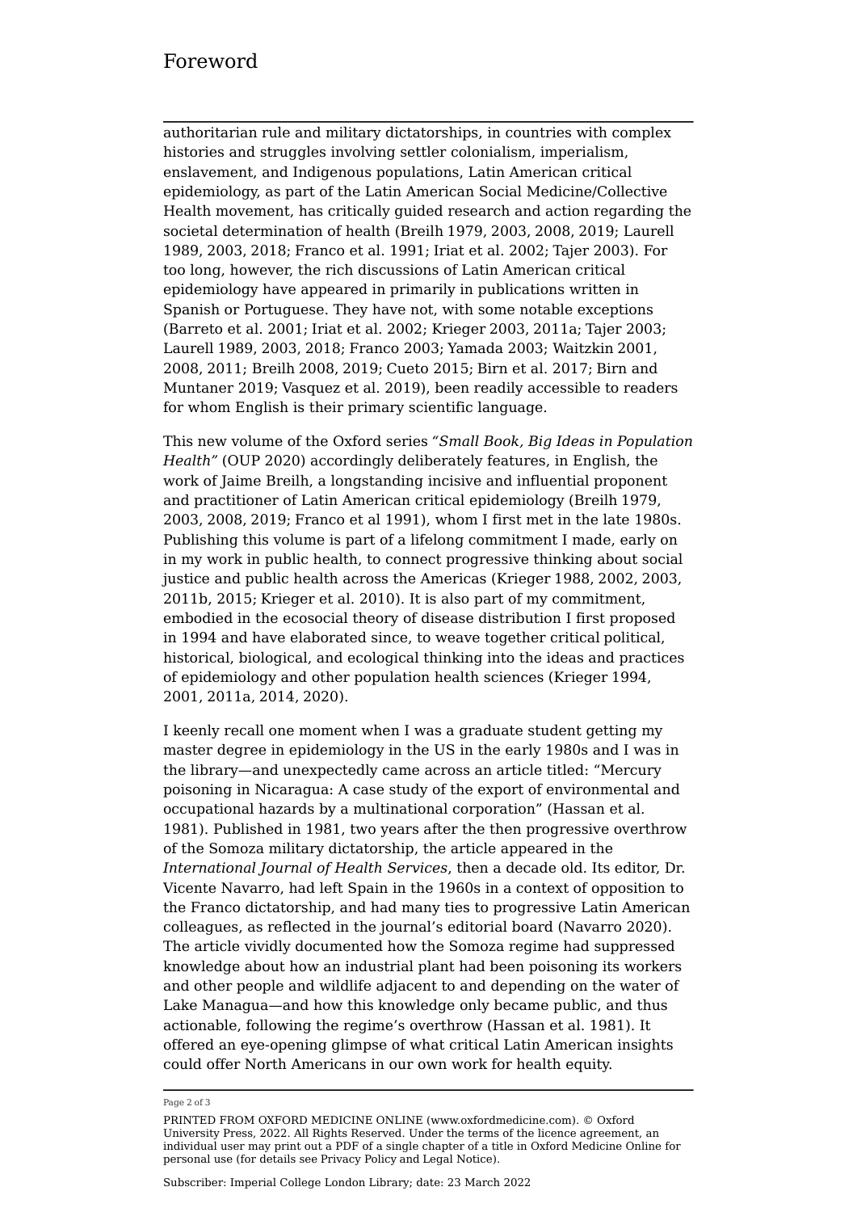authoritarian rule and military dictatorships, in countries with complex histories and struggles involving settler colonialism, imperialism, enslavement, and Indigenous populations, Latin American critical epidemiology, as part of the Latin American Social Medicine/Collective Health movement, has critically guided research and action regarding the societal determination of health (Breilh 1979, 2003, 2008, 2019; Laurell 1989, 2003, 2018; Franco et al. 1991; Iriat et al. 2002; Tajer 2003). For too long, however, the rich discussions of Latin American critical epidemiology have appeared in primarily in publications written in Spanish or Portuguese. They have not, with some notable exceptions (Barreto et al. 2001; Iriat et al. 2002; Krieger 2003, 2011a; Tajer 2003; Laurell 1989, 2003, 2018; Franco 2003; Yamada 2003; Waitzkin 2001, 2008, 2011; Breilh 2008, 2019; Cueto 2015; Birn et al. 2017; Birn and Muntaner 2019; Vasquez et al. 2019), been readily accessible to readers for whom English is their primary scientific language.

This new volume of the Oxford series *"Small Book, Big Ideas in Population Health"* (OUP 2020) accordingly deliberately features, in English, the work of Jaime Breilh, a longstanding incisive and influential proponent and practitioner of Latin American critical epidemiology (Breilh 1979, 2003, 2008, 2019; Franco et al 1991), whom I first met in the late 1980s. Publishing this volume is part of a lifelong commitment I made, early on in my work in public health, to connect progressive thinking about social justice and public health across the Americas (Krieger 1988, 2002, 2003, 2011b, 2015; Krieger et al. 2010). It is also part of my commitment, embodied in the ecosocial theory of disease distribution I first proposed in 1994 and have elaborated since, to weave together critical political, historical, biological, and ecological thinking into the ideas and practices of epidemiology and other population health sciences (Krieger 1994, 2001, 2011a, 2014, 2020).

I keenly recall one moment when I was a graduate student getting my master degree in epidemiology in the US in the early 1980s and I was in the library—and unexpectedly came across an article titled: "Mercury poisoning in Nicaragua: A case study of the export of environmental and occupational hazards by a multinational corporation" (Hassan et al. 1981). Published in 1981, two years after the then progressive overthrow of the Somoza military dictatorship, the article appeared in the *International Journal of Health Services*, then a decade old. Its editor, Dr. Vicente Navarro, had left Spain in the 1960s in a context of opposition to the Franco dictatorship, and had many ties to progressive Latin American colleagues, as reflected in the journal's editorial board (Navarro 2020). The article vividly documented how the Somoza regime had suppressed knowledge about how an industrial plant had been poisoning its workers and other people and wildlife adjacent to and depending on the water of Lake Managua—and how this knowledge only became public, and thus actionable, following the regime's overthrow (Hassan et al. 1981). It offered an eye-opening glimpse of what critical Latin American insights could offer North Americans in our own work for health equity.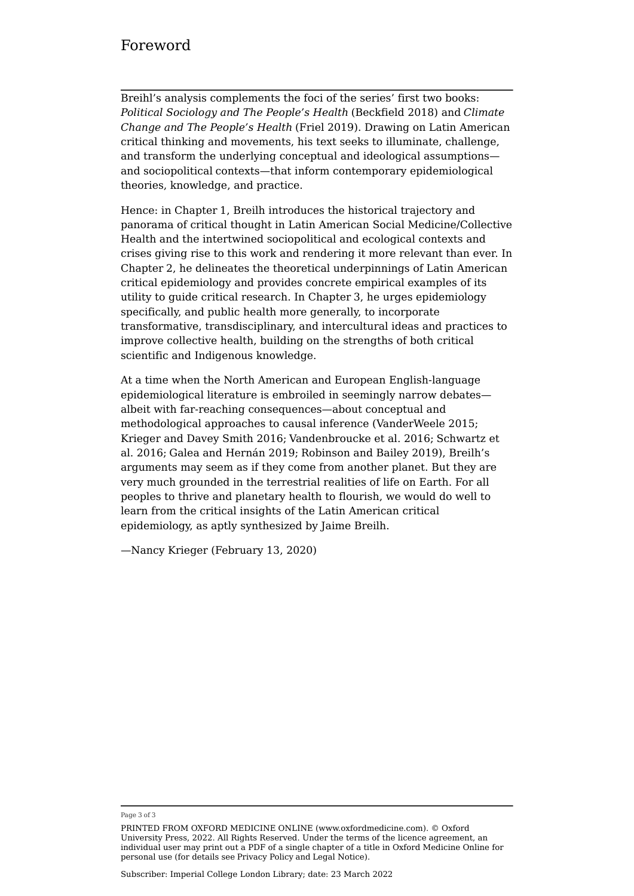Breihl's analysis complements the foci of the series' first two books: *Political Sociology and The People's Health* (Beckfield 2018) and *Climate Change and The People's Health* (Friel 2019). Drawing on Latin American critical thinking and movements, his text seeks to illuminate, challenge, and transform the underlying conceptual and ideological assumptions—and sociopolitical contexts—that inform contemporary epidemiological theories, knowledge, and practice.

Hence: in Chapter 1, Breilh introduces the historical trajectory and panorama of critical thought in Latin American Social Medicine/Collective Health and the intertwined sociopolitical and ecological contexts and crises giving rise to this work and rendering it more relevant than ever. In Chapter 2, he delineates the theoretical underpinnings of Latin American critical epidemiology and provides concrete empirical examples of its utility to guide critical research. In Chapter 3, he urges epidemiology specifically, and public health more generally, to incorporate transformative, transdisciplinary, and intercultural ideas and practices to improve collective health, building on the strengths of both critical scientific and Indigenous knowledge.

At a time when the North American and European English-language epidemiological literature is embroiled in seemingly narrow debates—albeit with far-reaching consequences—about conceptual and methodological approaches to causal inference (VanderWeele 2015; Krieger and Davey Smith 2016; Vandenbroucke et al. 2016; Schwartz et al. 2016; Galea and Hernán 2019; Robinson and Bailey 2019), Breilh's arguments may seem as if they come from another planet. But they are very much grounded in the terrestrial realities of life on Earth. For all peoples to thrive and planetary health to flourish, we would do well to learn from the critical insights of the Latin American critical epidemiology, as aptly synthesized by Jaime Breilh.

—Nancy Krieger (February 13, 2020)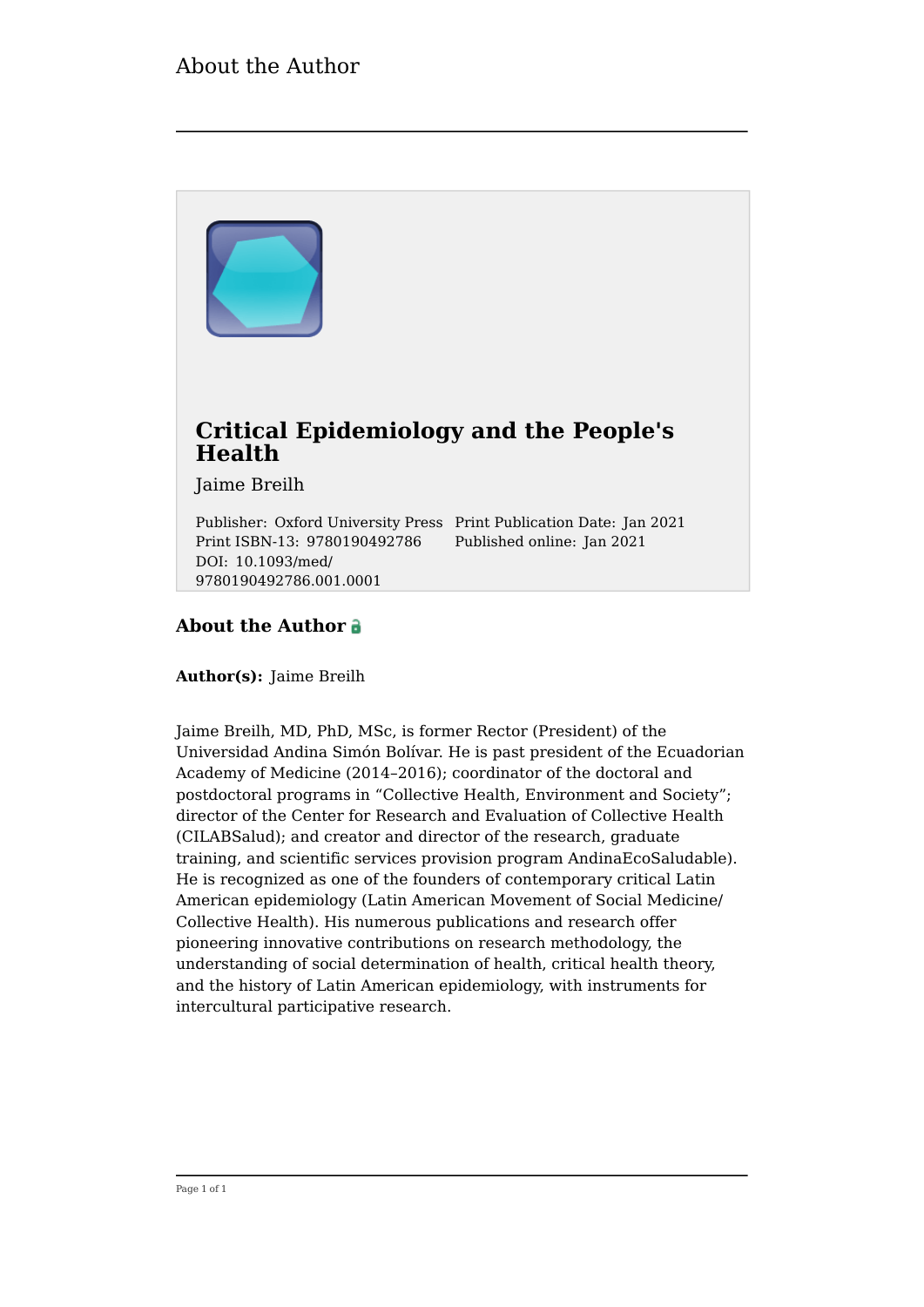# Critical Epidemiology and the People's Health

Jaime Breilh

Publisher: Oxford University Press
Print ISBN-13: 9780190492786
DOI: 10.1093/med/9780190492786.001.0001
Print Publication Date: Jan 2021
Published online: Jan 2021

## About the Author

**Author(s):** Jaime Breilh

Jaime Breilh, MD, PhD, MSc, is former Rector (President) of the Universidad Andina Simón Bolívar. He is past president of the Ecuadorian Academy of Medicine (2014–2016); coordinator of the doctoral and postdoctoral programs in "Collective Health, Environment and Society"; director of the Center for Research and Evaluation of Collective Health (CILABSalud); and creator and director of the research, graduate training, and scientific services provision program AndinaEcoSaludable). He is recognized as one of the founders of contemporary critical Latin American epidemiology (Latin American Movement of Social Medicine/Collective Health). His numerous publications and research offer pioneering innovative contributions on research methodology, the understanding of social determination of health, critical health theory, and the history of Latin American epidemiology, with instruments for intercultural participative research.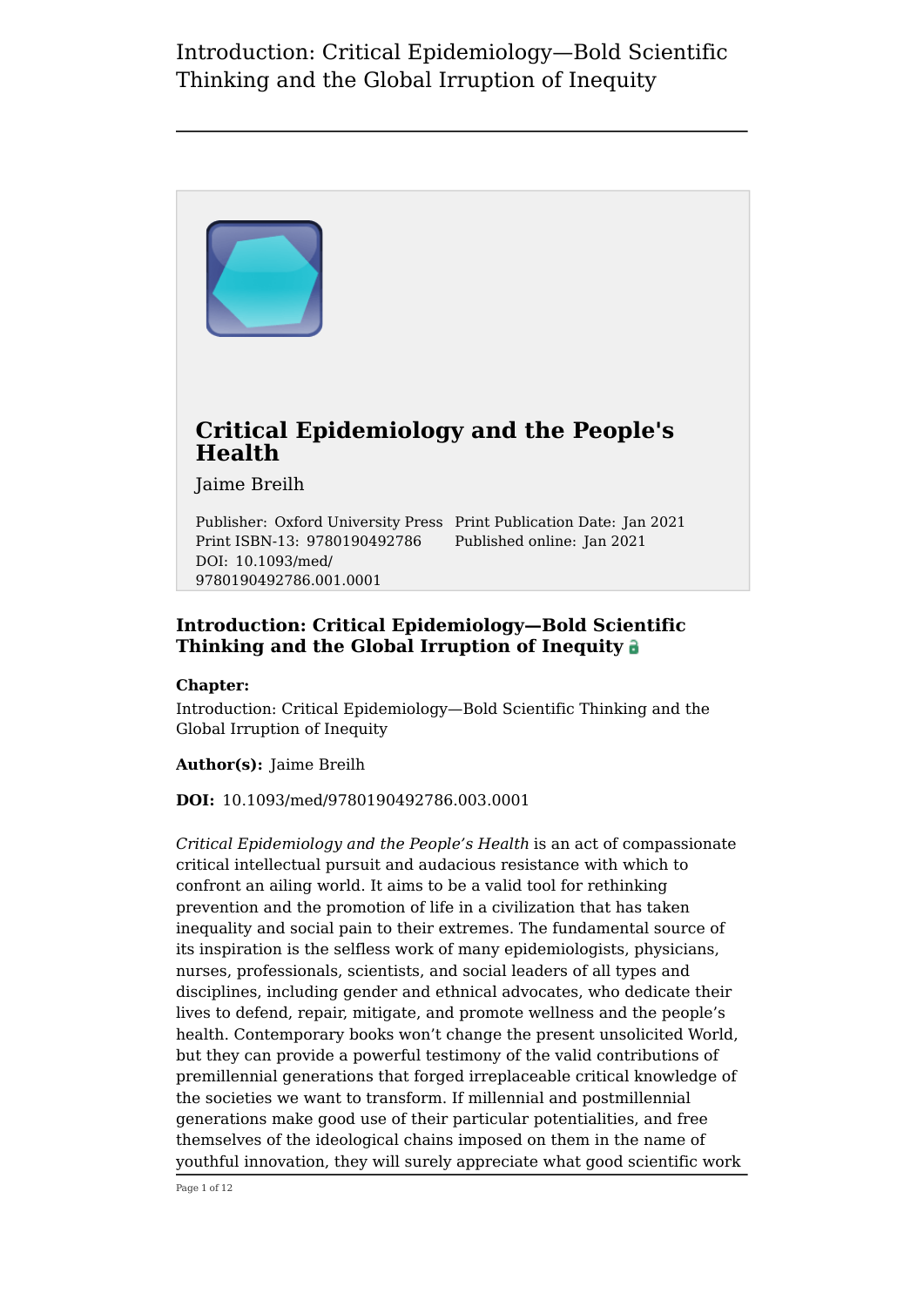# Critical Epidemiology and the People's Health

Jaime Breilh

Publisher: Oxford University Press
Print ISBN-13: 9780190492786
DOI: 10.1093/med/9780190492786.001.0001
Print Publication Date: Jan 2021
Published online: Jan 2021

## Introduction: Critical Epidemiology—Bold Scientific Thinking and the Global Irruption of Inequity

**Chapter:**
Introduction: Critical Epidemiology—Bold Scientific Thinking and the Global Irruption of Inequity

**Author(s):** Jaime Breilh

**DOI:** 10.1093/med/9780190492786.003.0001

*Critical Epidemiology and the People's Health* is an act of compassionate critical intellectual pursuit and audacious resistance with which to confront an ailing world. It aims to be a valid tool for rethinking prevention and the promotion of life in a civilization that has taken inequality and social pain to their extremes. The fundamental source of its inspiration is the selfless work of many epidemiologists, physicians, nurses, professionals, scientists, and social leaders of all types and disciplines, including gender and ethnical advocates, who dedicate their lives to defend, repair, mitigate, and promote wellness and the people's health. Contemporary books won't change the present unsolicited World, but they can provide a powerful testimony of the valid contributions of premillennial generations that forged irreplaceable critical knowledge of the societies we want to transform. If millennial and postmillennial generations make good use of their particular potentialities, and free themselves of the ideological chains imposed on them in the name of youthful innovation, they will surely appreciate what good scientific work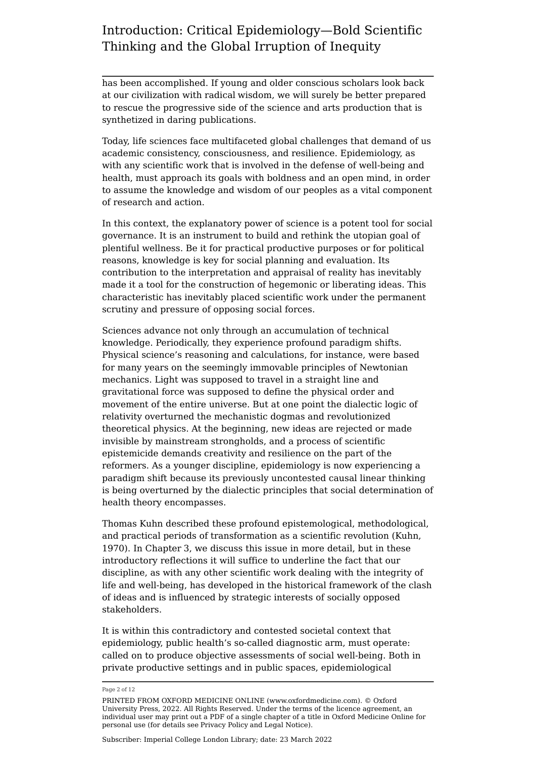has been accomplished. If young and older conscious scholars look back at our civilization with radical wisdom, we will surely be better prepared to rescue the progressive side of the science and arts production that is synthetized in daring publications.

Today, life sciences face multifaceted global challenges that demand of us academic consistency, consciousness, and resilience. Epidemiology, as with any scientific work that is involved in the defense of well-being and health, must approach its goals with boldness and an open mind, in order to assume the knowledge and wisdom of our peoples as a vital component of research and action.

In this context, the explanatory power of science is a potent tool for social governance. It is an instrument to build and rethink the utopian goal of plentiful wellness. Be it for practical productive purposes or for political reasons, knowledge is key for social planning and evaluation. Its contribution to the interpretation and appraisal of reality has inevitably made it a tool for the construction of hegemonic or liberating ideas. This characteristic has inevitably placed scientific work under the permanent scrutiny and pressure of opposing social forces.

Sciences advance not only through an accumulation of technical knowledge. Periodically, they experience profound paradigm shifts. Physical science's reasoning and calculations, for instance, were based for many years on the seemingly immovable principles of Newtonian mechanics. Light was supposed to travel in a straight line and gravitational force was supposed to define the physical order and movement of the entire universe. But at one point the dialectic logic of relativity overturned the mechanistic dogmas and revolutionized theoretical physics. At the beginning, new ideas are rejected or made invisible by mainstream strongholds, and a process of scientific epistemicide demands creativity and resilience on the part of the reformers. As a younger discipline, epidemiology is now experiencing a paradigm shift because its previously uncontested causal linear thinking is being overturned by the dialectic principles that social determination of health theory encompasses.

Thomas Kuhn described these profound epistemological, methodological, and practical periods of transformation as a scientific revolution (Kuhn, 1970). In Chapter 3, we discuss this issue in more detail, but in these introductory reflections it will suffice to underline the fact that our discipline, as with any other scientific work dealing with the integrity of life and well-being, has developed in the historical framework of the clash of ideas and is influenced by strategic interests of socially opposed stakeholders.

It is within this contradictory and contested societal context that epidemiology, public health's so-called diagnostic arm, must operate: called on to produce objective assessments of social well-being. Both in private productive settings and in public spaces, epidemiological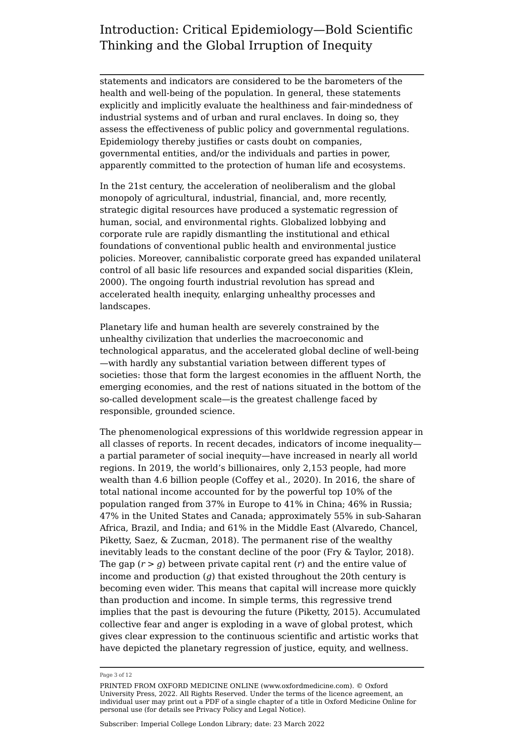statements and indicators are considered to be the barometers of the health and well-being of the population. In general, these statements explicitly and implicitly evaluate the healthiness and fair-mindedness of industrial systems and of urban and rural enclaves. In doing so, they assess the effectiveness of public policy and governmental regulations. Epidemiology thereby justifies or casts doubt on companies, governmental entities, and/or the individuals and parties in power, apparently committed to the protection of human life and ecosystems.

In the 21st century, the acceleration of neoliberalism and the global monopoly of agricultural, industrial, financial, and, more recently, strategic digital resources have produced a systematic regression of human, social, and environmental rights. Globalized lobbying and corporate rule are rapidly dismantling the institutional and ethical foundations of conventional public health and environmental justice policies. Moreover, cannibalistic corporate greed has expanded unilateral control of all basic life resources and expanded social disparities (Klein, 2000). The ongoing fourth industrial revolution has spread and accelerated health inequity, enlarging unhealthy processes and landscapes.

Planetary life and human health are severely constrained by the unhealthy civilization that underlies the macroeconomic and technological apparatus, and the accelerated global decline of well-being—with hardly any substantial variation between different types of societies: those that form the largest economies in the affluent North, the emerging economies, and the rest of nations situated in the bottom of the so-called development scale—is the greatest challenge faced by responsible, grounded science.

The phenomenological expressions of this worldwide regression appear in all classes of reports. In recent decades, indicators of income inequality—a partial parameter of social inequity—have increased in nearly all world regions. In 2019, the world's billionaires, only 2,153 people, had more wealth than 4.6 billion people (Coffey et al., 2020). In 2016, the share of total national income accounted for by the powerful top 10% of the population ranged from 37% in Europe to 41% in China; 46% in Russia; 47% in the United States and Canada; approximately 55% in sub-Saharan Africa, Brazil, and India; and 61% in the Middle East (Alvaredo, Chancel, Piketty, Saez, & Zucman, 2018). The permanent rise of the wealthy inevitably leads to the constant decline of the poor (Fry & Taylor, 2018). The gap ($r > g$) between private capital rent ($r$) and the entire value of income and production ($g$) that existed throughout the 20th century is becoming even wider. This means that capital will increase more quickly than production and income. In simple terms, this regressive trend implies that the past is devouring the future (Piketty, 2015). Accumulated collective fear and anger is exploding in a wave of global protest, which gives clear expression to the continuous scientific and artistic works that have depicted the planetary regression of justice, equity, and wellness.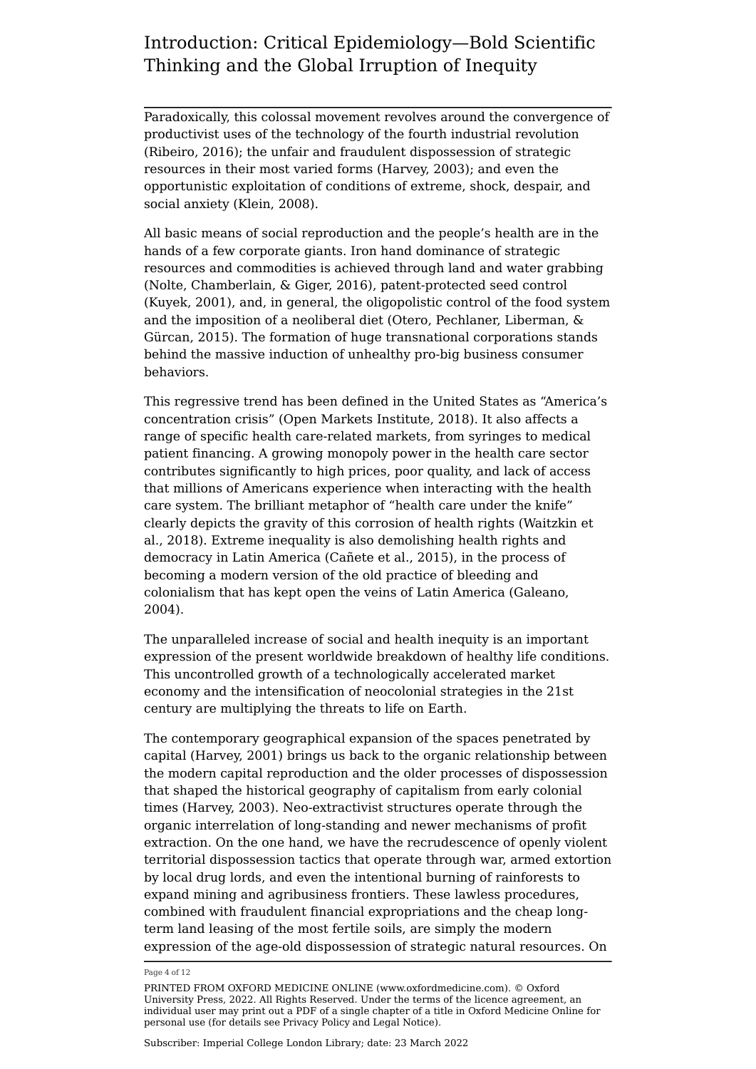Paradoxically, this colossal movement revolves around the convergence of productivist uses of the technology of the fourth industrial revolution (Ribeiro, 2016); the unfair and fraudulent dispossession of strategic resources in their most varied forms (Harvey, 2003); and even the opportunistic exploitation of conditions of extreme, shock, despair, and social anxiety (Klein, 2008).

All basic means of social reproduction and the people's health are in the hands of a few corporate giants. Iron hand dominance of strategic resources and commodities is achieved through land and water grabbing (Nolte, Chamberlain, & Giger, 2016), patent-protected seed control (Kuyek, 2001), and, in general, the oligopolistic control of the food system and the imposition of a neoliberal diet (Otero, Pechlaner, Liberman, & Gürcan, 2015). The formation of huge transnational corporations stands behind the massive induction of unhealthy pro-big business consumer behaviors.

This regressive trend has been defined in the United States as "America's concentration crisis" (Open Markets Institute, 2018). It also affects a range of specific health care-related markets, from syringes to medical patient financing. A growing monopoly power in the health care sector contributes significantly to high prices, poor quality, and lack of access that millions of Americans experience when interacting with the health care system. The brilliant metaphor of "health care under the knife" clearly depicts the gravity of this corrosion of health rights (Waitzkin et al., 2018). Extreme inequality is also demolishing health rights and democracy in Latin America (Cañete et al., 2015), in the process of becoming a modern version of the old practice of bleeding and colonialism that has kept open the veins of Latin America (Galeano, 2004).

The unparalleled increase of social and health inequity is an important expression of the present worldwide breakdown of healthy life conditions. This uncontrolled growth of a technologically accelerated market economy and the intensification of neocolonial strategies in the 21st century are multiplying the threats to life on Earth.

The contemporary geographical expansion of the spaces penetrated by capital (Harvey, 2001) brings us back to the organic relationship between the modern capital reproduction and the older processes of dispossession that shaped the historical geography of capitalism from early colonial times (Harvey, 2003). Neo-extractivist structures operate through the organic interrelation of long-standing and newer mechanisms of profit extraction. On the one hand, we have the recrudescence of openly violent territorial dispossession tactics that operate through war, armed extortion by local drug lords, and even the intentional burning of rainforests to expand mining and agribusiness frontiers. These lawless procedures, combined with fraudulent financial expropriations and the cheap long-term land leasing of the most fertile soils, are simply the modern expression of the age-old dispossession of strategic natural resources. On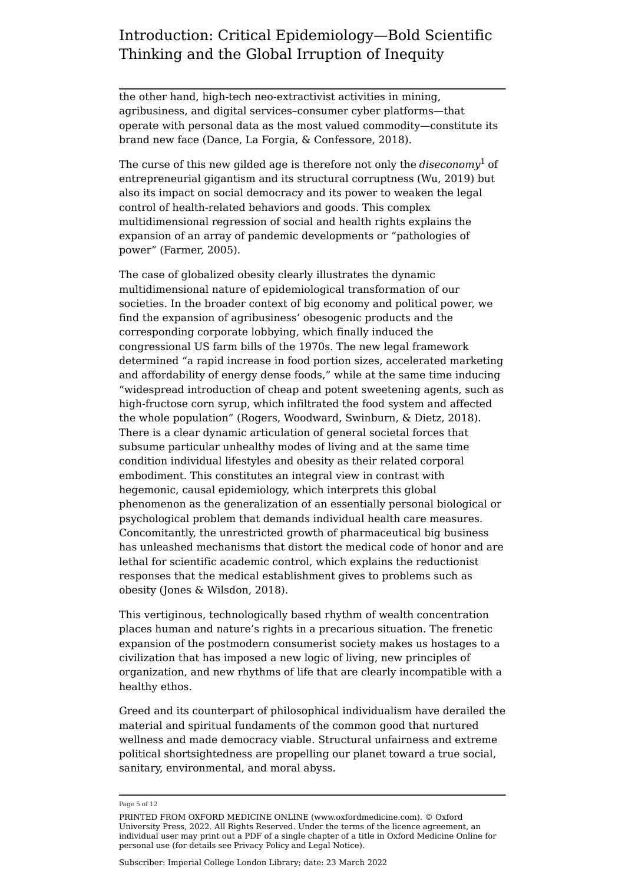the other hand, high-tech neo-extractivist activities in mining, agribusiness, and digital services–consumer cyber platforms—that operate with personal data as the most valued commodity—constitute its brand new face (Dance, La Forgia, & Confessore, 2018).

The curse of this new gilded age is therefore not only the *diseconomy*[1] of entrepreneurial gigantism and its structural corruptness (Wu, 2019) but also its impact on social democracy and its power to weaken the legal control of health-related behaviors and goods. This complex multidimensional regression of social and health rights explains the expansion of an array of pandemic developments or "pathologies of power" (Farmer, 2005).

The case of globalized obesity clearly illustrates the dynamic multidimensional nature of epidemiological transformation of our societies. In the broader context of big economy and political power, we find the expansion of agribusiness' obesogenic products and the corresponding corporate lobbying, which finally induced the congressional US farm bills of the 1970s. The new legal framework determined "a rapid increase in food portion sizes, accelerated marketing and affordability of energy dense foods," while at the same time inducing "widespread introduction of cheap and potent sweetening agents, such as high-fructose corn syrup, which infiltrated the food system and affected the whole population" (Rogers, Woodward, Swinburn, & Dietz, 2018). There is a clear dynamic articulation of general societal forces that subsume particular unhealthy modes of living and at the same time condition individual lifestyles and obesity as their related corporal embodiment. This constitutes an integral view in contrast with hegemonic, causal epidemiology, which interprets this global phenomenon as the generalization of an essentially personal biological or psychological problem that demands individual health care measures. Concomitantly, the unrestricted growth of pharmaceutical big business has unleashed mechanisms that distort the medical code of honor and are lethal for scientific academic control, which explains the reductionist responses that the medical establishment gives to problems such as obesity (Jones & Wilsdon, 2018).

This vertiginous, technologically based rhythm of wealth concentration places human and nature's rights in a precarious situation. The frenetic expansion of the postmodern consumerist society makes us hostages to a civilization that has imposed a new logic of living, new principles of organization, and new rhythms of life that are clearly incompatible with a healthy ethos.

Greed and its counterpart of philosophical individualism have derailed the material and spiritual fundaments of the common good that nurtured wellness and made democracy viable. Structural unfairness and extreme political shortsightedness are propelling our planet toward a true social, sanitary, environmental, and moral abyss.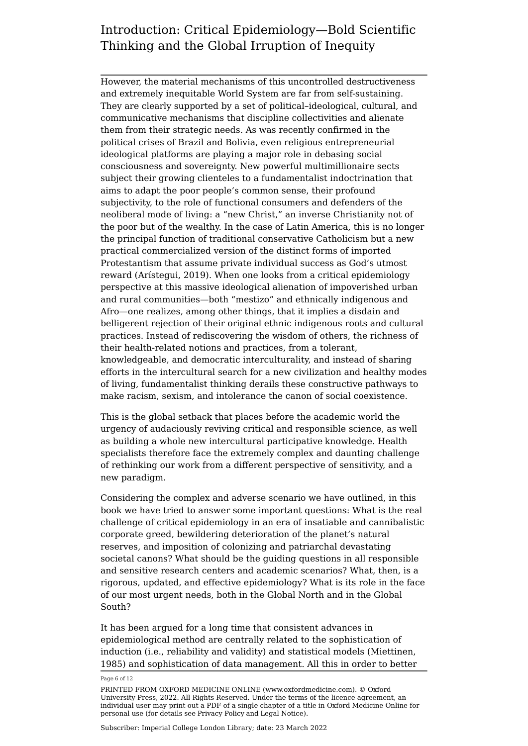However, the material mechanisms of this uncontrolled destructiveness and extremely inequitable World System are far from self-sustaining. They are clearly supported by a set of political–ideological, cultural, and communicative mechanisms that discipline collectivities and alienate them from their strategic needs. As was recently confirmed in the political crises of Brazil and Bolivia, even religious entrepreneurial ideological platforms are playing a major role in debasing social consciousness and sovereignty. New powerful multimillionaire sects subject their growing clienteles to a fundamentalist indoctrination that aims to adapt the poor people's common sense, their profound subjectivity, to the role of functional consumers and defenders of the neoliberal mode of living: a "new Christ," an inverse Christianity not of the poor but of the wealthy. In the case of Latin America, this is no longer the principal function of traditional conservative Catholicism but a new practical commercialized version of the distinct forms of imported Protestantism that assume private individual success as God's utmost reward (Arístegui, 2019). When one looks from a critical epidemiology perspective at this massive ideological alienation of impoverished urban and rural communities—both "mestizo" and ethnically indigenous and Afro—one realizes, among other things, that it implies a disdain and belligerent rejection of their original ethnic indigenous roots and cultural practices. Instead of rediscovering the wisdom of others, the richness of their health-related notions and practices, from a tolerant, knowledgeable, and democratic interculturality, and instead of sharing efforts in the intercultural search for a new civilization and healthy modes of living, fundamentalist thinking derails these constructive pathways to make racism, sexism, and intolerance the canon of social coexistence.

This is the global setback that places before the academic world the urgency of audaciously reviving critical and responsible science, as well as building a whole new intercultural participative knowledge. Health specialists therefore face the extremely complex and daunting challenge of rethinking our work from a different perspective of sensitivity, and a new paradigm.

Considering the complex and adverse scenario we have outlined, in this book we have tried to answer some important questions: What is the real challenge of critical epidemiology in an era of insatiable and cannibalistic corporate greed, bewildering deterioration of the planet's natural reserves, and imposition of colonizing and patriarchal devastating societal canons? What should be the guiding questions in all responsible and sensitive research centers and academic scenarios? What, then, is a rigorous, updated, and effective epidemiology? What is its role in the face of our most urgent needs, both in the Global North and in the Global South?

It has been argued for a long time that consistent advances in epidemiological method are centrally related to the sophistication of induction (i.e., reliability and validity) and statistical models (Miettinen, 1985) and sophistication of data management. All this in order to better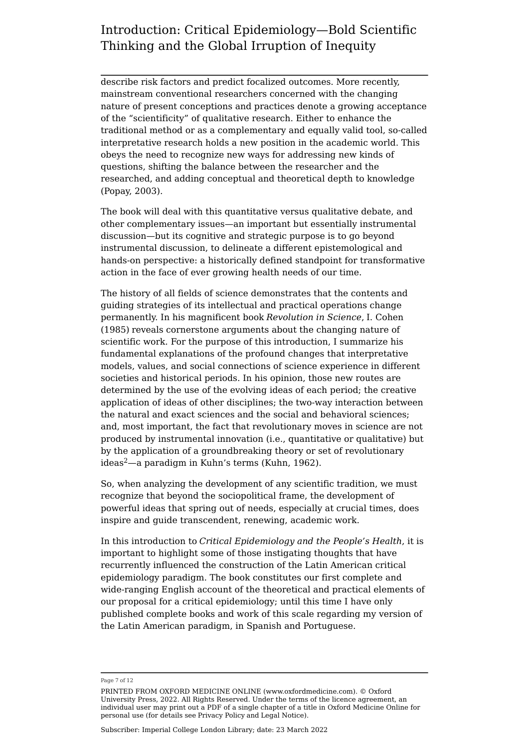describe risk factors and predict focalized outcomes. More recently, mainstream conventional researchers concerned with the changing nature of present conceptions and practices denote a growing acceptance of the "scientificity" of qualitative research. Either to enhance the traditional method or as a complementary and equally valid tool, so-called interpretative research holds a new position in the academic world. This obeys the need to recognize new ways for addressing new kinds of questions, shifting the balance between the researcher and the researched, and adding conceptual and theoretical depth to knowledge (Popay, 2003).

The book will deal with this quantitative versus qualitative debate, and other complementary issues—an important but essentially instrumental discussion—but its cognitive and strategic purpose is to go beyond instrumental discussion, to delineate a different epistemological and hands-on perspective: a historically defined standpoint for transformative action in the face of ever growing health needs of our time.

The history of all fields of science demonstrates that the contents and guiding strategies of its intellectual and practical operations change permanently. In his magnificent book *Revolution in Science*, I. Cohen (1985) reveals cornerstone arguments about the changing nature of scientific work. For the purpose of this introduction, I summarize his fundamental explanations of the profound changes that interpretative models, values, and social connections of science experience in different societies and historical periods. In his opinion, those new routes are determined by the use of the evolving ideas of each period; the creative application of ideas of other disciplines; the two-way interaction between the natural and exact sciences and the social and behavioral sciences; and, most important, the fact that revolutionary moves in science are not produced by instrumental innovation (i.e., quantitative or qualitative) but by the application of a groundbreaking theory or set of revolutionary ideas[2]—a paradigm in Kuhn's terms (Kuhn, 1962).

So, when analyzing the development of any scientific tradition, we must recognize that beyond the sociopolitical frame, the development of powerful ideas that spring out of needs, especially at crucial times, does inspire and guide transcendent, renewing, academic work.

In this introduction to *Critical Epidemiology and the People's Health*, it is important to highlight some of those instigating thoughts that have recurrently influenced the construction of the Latin American critical epidemiology paradigm. The book constitutes our first complete and wide-ranging English account of the theoretical and practical elements of our proposal for a critical epidemiology; until this time I have only published complete books and work of this scale regarding my version of the Latin American paradigm, in Spanish and Portuguese.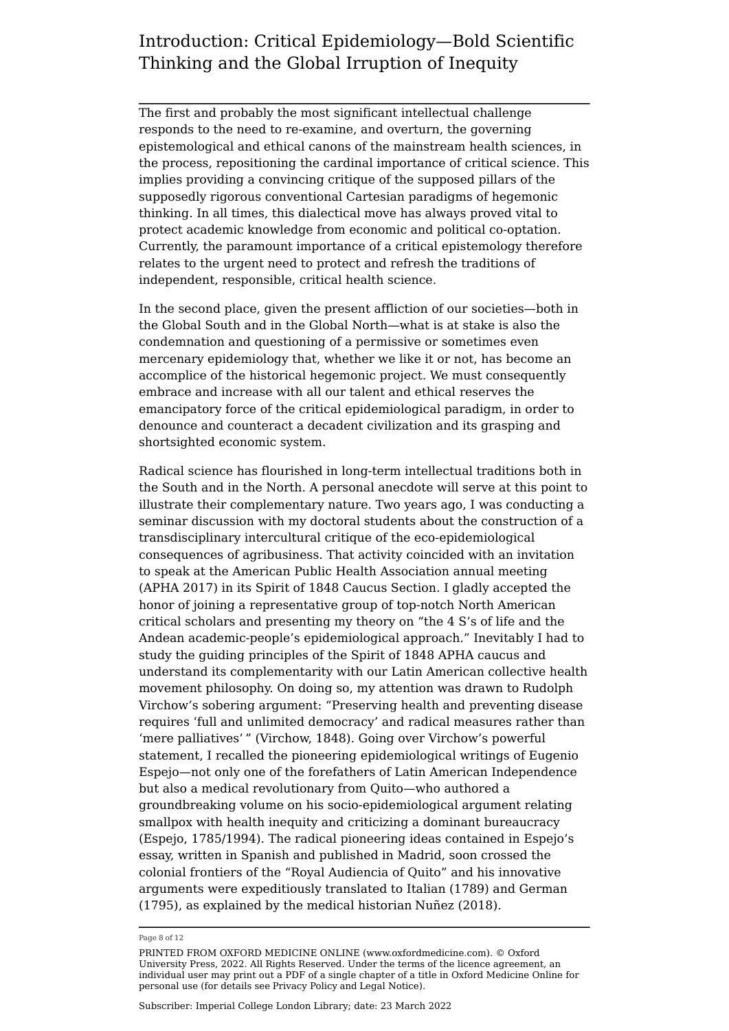The first and probably the most significant intellectual challenge responds to the need to re-examine, and overturn, the governing epistemological and ethical canons of the mainstream health sciences, in the process, repositioning the cardinal importance of critical science. This implies providing a convincing critique of the supposed pillars of the supposedly rigorous conventional Cartesian paradigms of hegemonic thinking. In all times, this dialectical move has always proved vital to protect academic knowledge from economic and political co-optation. Currently, the paramount importance of a critical epistemology therefore relates to the urgent need to protect and refresh the traditions of independent, responsible, critical health science.

In the second place, given the present affliction of our societies—both in the Global South and in the Global North—what is at stake is also the condemnation and questioning of a permissive or sometimes even mercenary epidemiology that, whether we like it or not, has become an accomplice of the historical hegemonic project. We must consequently embrace and increase with all our talent and ethical reserves the emancipatory force of the critical epidemiological paradigm, in order to denounce and counteract a decadent civilization and its grasping and shortsighted economic system.

Radical science has flourished in long-term intellectual traditions both in the South and in the North. A personal anecdote will serve at this point to illustrate their complementary nature. Two years ago, I was conducting a seminar discussion with my doctoral students about the construction of a transdisciplinary intercultural critique of the eco-epidemiological consequences of agribusiness. That activity coincided with an invitation to speak at the American Public Health Association annual meeting (APHA 2017) in its Spirit of 1848 Caucus Section. I gladly accepted the honor of joining a representative group of top-notch North American critical scholars and presenting my theory on "the 4 S's of life and the Andean academic-people's epidemiological approach." Inevitably I had to study the guiding principles of the Spirit of 1848 APHA caucus and understand its complementarity with our Latin American collective health movement philosophy. On doing so, my attention was drawn to Rudolph Virchow's sobering argument: "Preserving health and preventing disease requires 'full and unlimited democracy' and radical measures rather than 'mere palliatives' " (Virchow, 1848). Going over Virchow's powerful statement, I recalled the pioneering epidemiological writings of Eugenio Espejo—not only one of the forefathers of Latin American Independence but also a medical revolutionary from Quito—who authored a groundbreaking volume on his socio-epidemiological argument relating smallpox with health inequity and criticizing a dominant bureaucracy (Espejo, 1785/1994). The radical pioneering ideas contained in Espejo's essay, written in Spanish and published in Madrid, soon crossed the colonial frontiers of the "Royal Audiencia of Quito" and his innovative arguments were expeditiously translated to Italian (1789) and German (1795), as explained by the medical historian Nuñez (2018).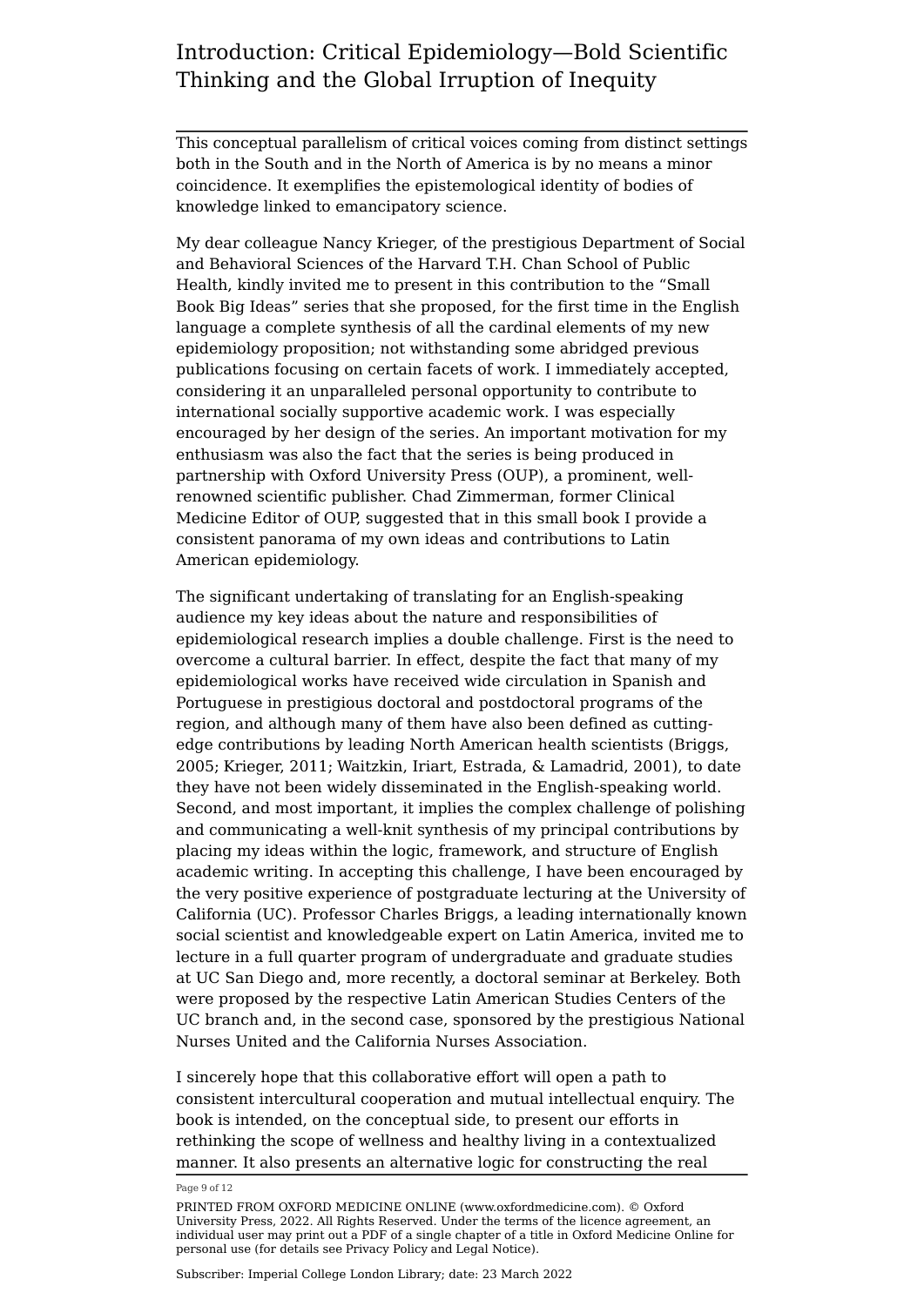This conceptual parallelism of critical voices coming from distinct settings both in the South and in the North of America is by no means a minor coincidence. It exemplifies the epistemological identity of bodies of knowledge linked to emancipatory science.

My dear colleague Nancy Krieger, of the prestigious Department of Social and Behavioral Sciences of the Harvard T.H. Chan School of Public Health, kindly invited me to present in this contribution to the "Small Book Big Ideas" series that she proposed, for the first time in the English language a complete synthesis of all the cardinal elements of my new epidemiology proposition; not withstanding some abridged previous publications focusing on certain facets of work. I immediately accepted, considering it an unparalleled personal opportunity to contribute to international socially supportive academic work. I was especially encouraged by her design of the series. An important motivation for my enthusiasm was also the fact that the series is being produced in partnership with Oxford University Press (OUP), a prominent, well-renowned scientific publisher. Chad Zimmerman, former Clinical Medicine Editor of OUP, suggested that in this small book I provide a consistent panorama of my own ideas and contributions to Latin American epidemiology.

The significant undertaking of translating for an English-speaking audience my key ideas about the nature and responsibilities of epidemiological research implies a double challenge. First is the need to overcome a cultural barrier. In effect, despite the fact that many of my epidemiological works have received wide circulation in Spanish and Portuguese in prestigious doctoral and postdoctoral programs of the region, and although many of them have also been defined as cutting-edge contributions by leading North American health scientists (Briggs, 2005; Krieger, 2011; Waitzkin, Iriart, Estrada, & Lamadrid, 2001), to date they have not been widely disseminated in the English-speaking world. Second, and most important, it implies the complex challenge of polishing and communicating a well-knit synthesis of my principal contributions by placing my ideas within the logic, framework, and structure of English academic writing. In accepting this challenge, I have been encouraged by the very positive experience of postgraduate lecturing at the University of California (UC). Professor Charles Briggs, a leading internationally known social scientist and knowledgeable expert on Latin America, invited me to lecture in a full quarter program of undergraduate and graduate studies at UC San Diego and, more recently, a doctoral seminar at Berkeley. Both were proposed by the respective Latin American Studies Centers of the UC branch and, in the second case, sponsored by the prestigious National Nurses United and the California Nurses Association.

I sincerely hope that this collaborative effort will open a path to consistent intercultural cooperation and mutual intellectual enquiry. The book is intended, on the conceptual side, to present our efforts in rethinking the scope of wellness and healthy living in a contextualized manner. It also presents an alternative logic for constructing the real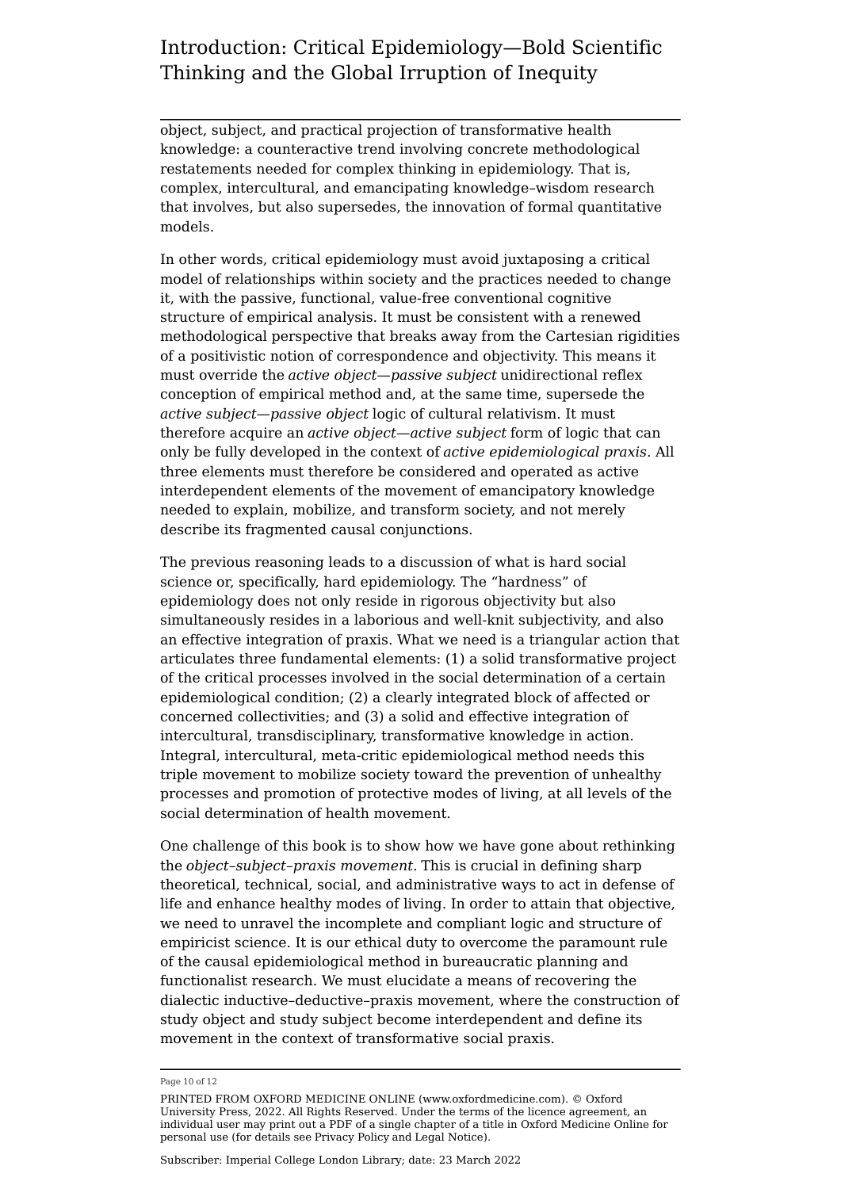object, subject, and practical projection of transformative health knowledge: a counteractive trend involving concrete methodological restatements needed for complex thinking in epidemiology. That is, complex, intercultural, and emancipating knowledge–wisdom research that involves, but also supersedes, the innovation of formal quantitative models.

In other words, critical epidemiology must avoid juxtaposing a critical model of relationships within society and the practices needed to change it, with the passive, functional, value-free conventional cognitive structure of empirical analysis. It must be consistent with a renewed methodological perspective that breaks away from the Cartesian rigidities of a positivistic notion of correspondence and objectivity. This means it must override the *active object—passive subject* unidirectional reflex conception of empirical method and, at the same time, supersede the *active subject—passive object* logic of cultural relativism. It must therefore acquire an *active object—active subject* form of logic that can only be fully developed in the context of *active epidemiological praxis*. All three elements must therefore be considered and operated as active interdependent elements of the movement of emancipatory knowledge needed to explain, mobilize, and transform society, and not merely describe its fragmented causal conjunctions.

The previous reasoning leads to a discussion of what is hard social science or, specifically, hard epidemiology. The "hardness" of epidemiology does not only reside in rigorous objectivity but also simultaneously resides in a laborious and well-knit subjectivity, and also an effective integration of praxis. What we need is a triangular action that articulates three fundamental elements: (1) a solid transformative project of the critical processes involved in the social determination of a certain epidemiological condition; (2) a clearly integrated block of affected or concerned collectivities; and (3) a solid and effective integration of intercultural, transdisciplinary, transformative knowledge in action. Integral, intercultural, meta-critic epidemiological method needs this triple movement to mobilize society toward the prevention of unhealthy processes and promotion of protective modes of living, at all levels of the social determination of health movement.

One challenge of this book is to show how we have gone about rethinking the *object–subject–praxis movement.* This is crucial in defining sharp theoretical, technical, social, and administrative ways to act in defense of life and enhance healthy modes of living. In order to attain that objective, we need to unravel the incomplete and compliant logic and structure of empiricist science. It is our ethical duty to overcome the paramount rule of the causal epidemiological method in bureaucratic planning and functionalist research. We must elucidate a means of recovering the dialectic inductive–deductive–praxis movement, where the construction of study object and study subject become interdependent and define its movement in the context of transformative social praxis.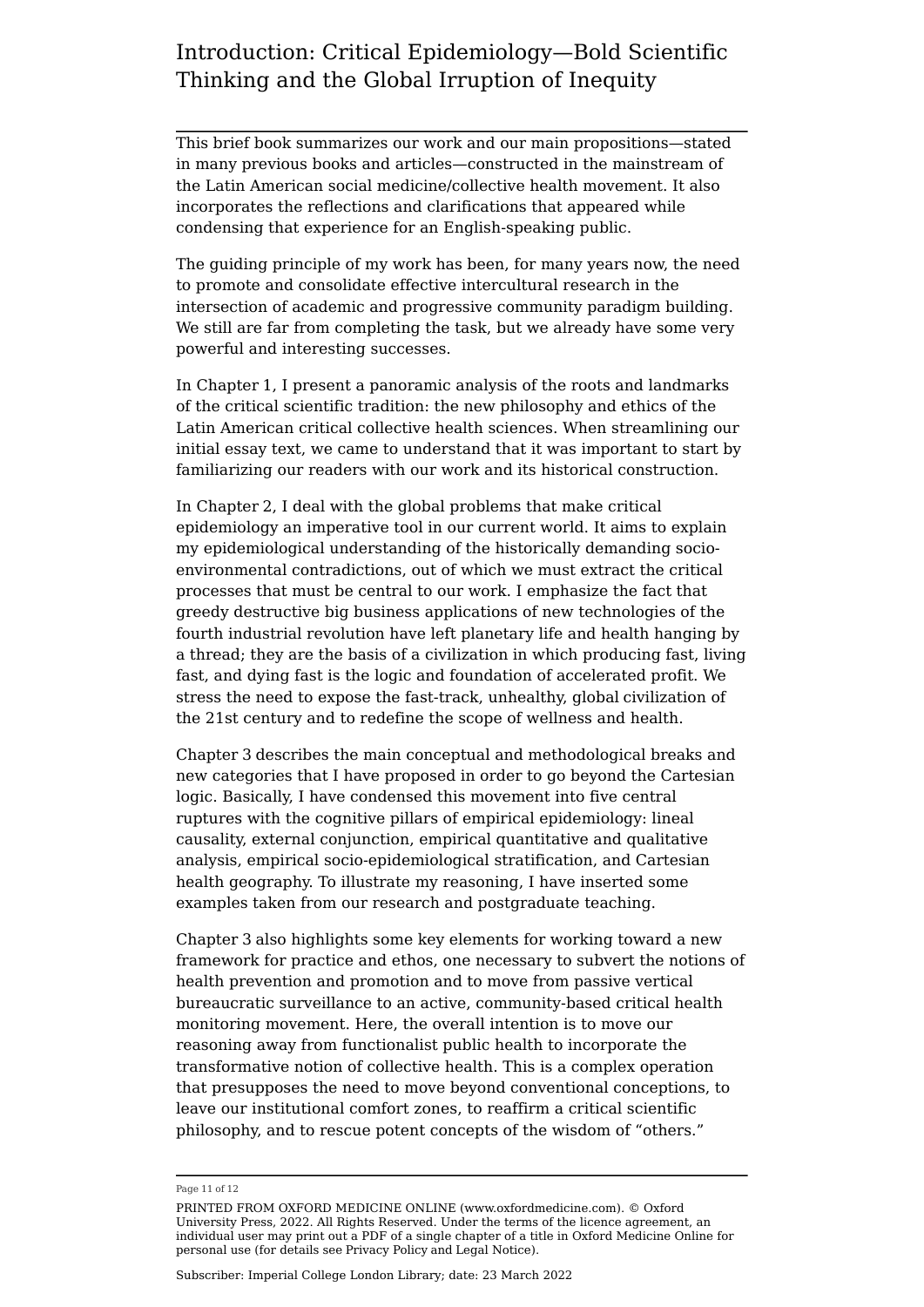# Introduction: Critical Epidemiology—Bold Scientific Thinking and the Global Irruption of Inequity

This brief book summarizes our work and our main propositions—stated in many previous books and articles—constructed in the mainstream of the Latin American social medicine/collective health movement. It also incorporates the reflections and clarifications that appeared while condensing that experience for an English-speaking public.

The guiding principle of my work has been, for many years now, the need to promote and consolidate effective intercultural research in the intersection of academic and progressive community paradigm building. We still are far from completing the task, but we already have some very powerful and interesting successes.

In Chapter 1, I present a panoramic analysis of the roots and landmarks of the critical scientific tradition: the new philosophy and ethics of the Latin American critical collective health sciences. When streamlining our initial essay text, we came to understand that it was important to start by familiarizing our readers with our work and its historical construction.

In Chapter 2, I deal with the global problems that make critical epidemiology an imperative tool in our current world. It aims to explain my epidemiological understanding of the historically demanding socio-environmental contradictions, out of which we must extract the critical processes that must be central to our work. I emphasize the fact that greedy destructive big business applications of new technologies of the fourth industrial revolution have left planetary life and health hanging by a thread; they are the basis of a civilization in which producing fast, living fast, and dying fast is the logic and foundation of accelerated profit. We stress the need to expose the fast-track, unhealthy, global civilization of the 21st century and to redefine the scope of wellness and health.

Chapter 3 describes the main conceptual and methodological breaks and new categories that I have proposed in order to go beyond the Cartesian logic. Basically, I have condensed this movement into five central ruptures with the cognitive pillars of empirical epidemiology: lineal causality, external conjunction, empirical quantitative and qualitative analysis, empirical socio-epidemiological stratification, and Cartesian health geography. To illustrate my reasoning, I have inserted some examples taken from our research and postgraduate teaching.

Chapter 3 also highlights some key elements for working toward a new framework for practice and ethos, one necessary to subvert the notions of health prevention and promotion and to move from passive vertical bureaucratic surveillance to an active, community-based critical health monitoring movement. Here, the overall intention is to move our reasoning away from functionalist public health to incorporate the transformative notion of collective health. This is a complex operation that presupposes the need to move beyond conventional conceptions, to leave our institutional comfort zones, to reaffirm a critical scientific philosophy, and to rescue potent concepts of the wisdom of "others."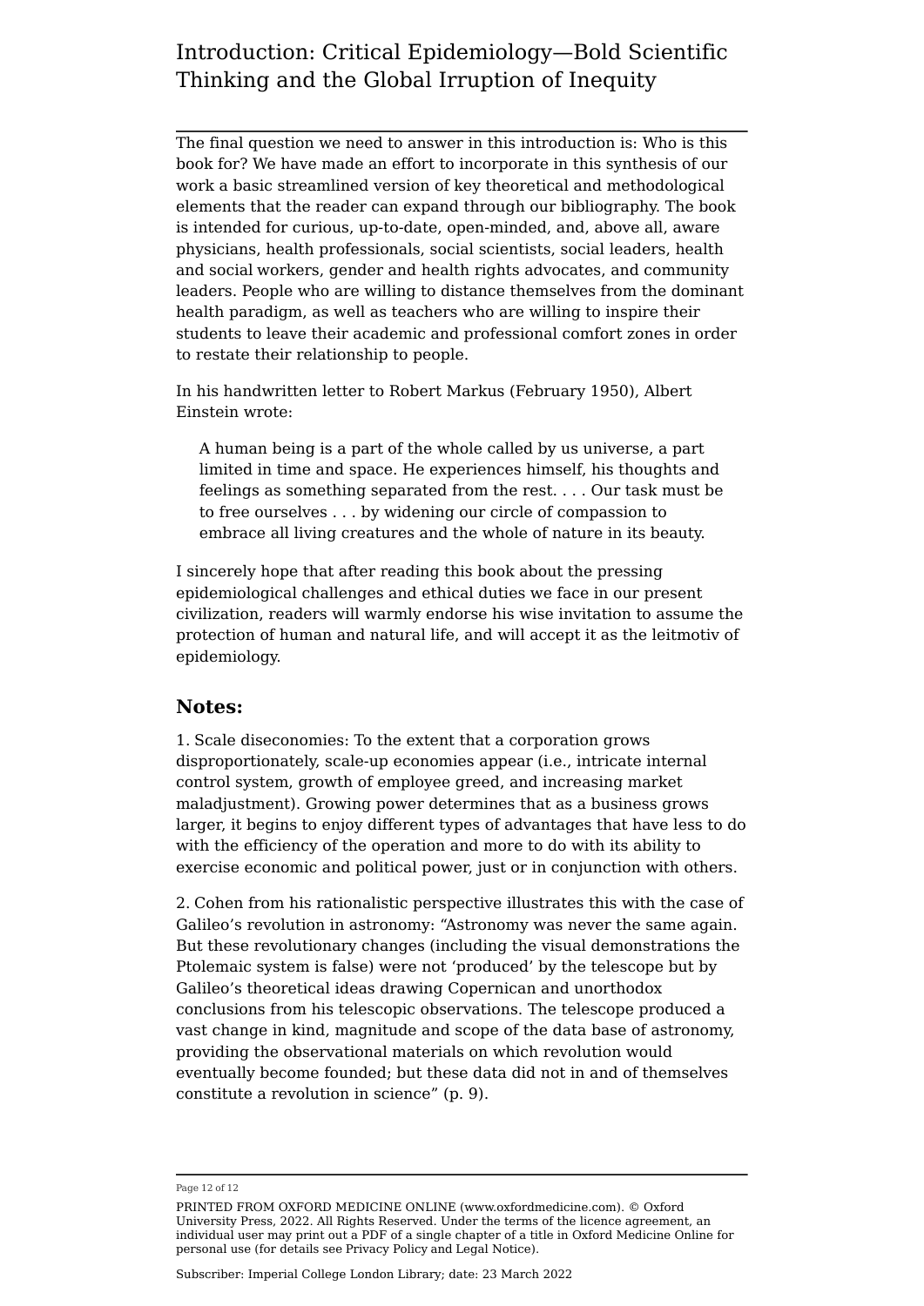The final question we need to answer in this introduction is: Who is this book for? We have made an effort to incorporate in this synthesis of our work a basic streamlined version of key theoretical and methodological elements that the reader can expand through our bibliography. The book is intended for curious, up-to-date, open-minded, and, above all, aware physicians, health professionals, social scientists, social leaders, health and social workers, gender and health rights advocates, and community leaders. People who are willing to distance themselves from the dominant health paradigm, as well as teachers who are willing to inspire their students to leave their academic and professional comfort zones in order to restate their relationship to people.

In his handwritten letter to Robert Markus (February 1950), Albert Einstein wrote:

> A human being is a part of the whole called by us universe, a part limited in time and space. He experiences himself, his thoughts and feelings as something separated from the rest. . . . Our task must be to free ourselves . . . by widening our circle of compassion to embrace all living creatures and the whole of nature in its beauty.

I sincerely hope that after reading this book about the pressing epidemiological challenges and ethical duties we face in our present civilization, readers will warmly endorse his wise invitation to assume the protection of human and natural life, and will accept it as the leitmotiv of epidemiology.

## Notes:

1. Scale diseconomies: To the extent that a corporation grows disproportionately, scale-up economies appear (i.e., intricate internal control system, growth of employee greed, and increasing market maladjustment). Growing power determines that as a business grows larger, it begins to enjoy different types of advantages that have less to do with the efficiency of the operation and more to do with its ability to exercise economic and political power, just or in conjunction with others.

2. Cohen from his rationalistic perspective illustrates this with the case of Galileo's revolution in astronomy: "Astronomy was never the same again. But these revolutionary changes (including the visual demonstrations the Ptolemaic system is false) were not 'produced' by the telescope but by Galileo's theoretical ideas drawing Copernican and unorthodox conclusions from his telescopic observations. The telescope produced a vast change in kind, magnitude and scope of the data base of astronomy, providing the observational materials on which revolution would eventually become founded; but these data did not in and of themselves constitute a revolution in science" (p. 9).